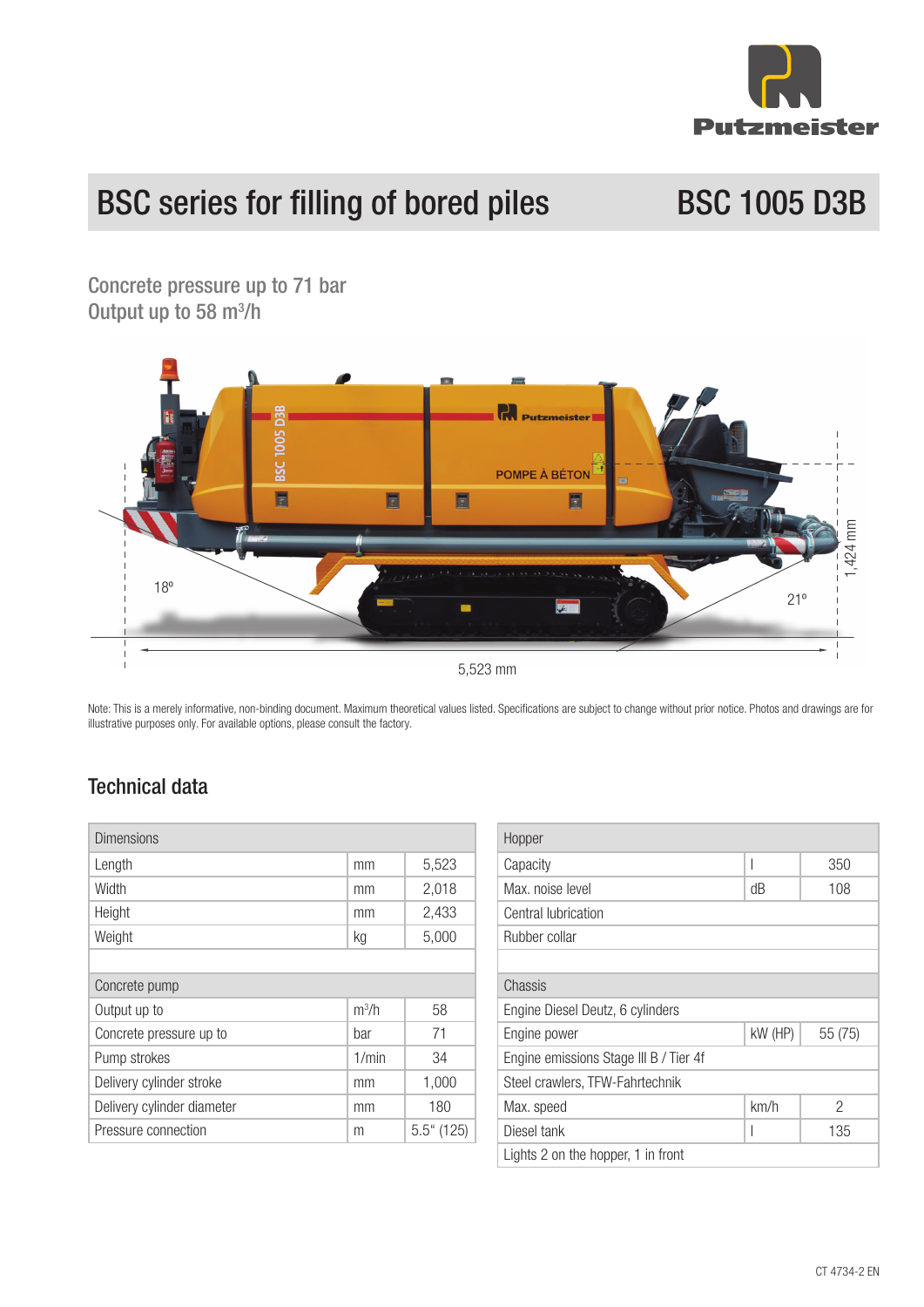# BSC series for filling of bored piles

# BSC 1005 D3B

## Concrete pressure up to 71 bar
## Output up to 58 m³/h

Note: This is a merely informative, non-binding document. Maximum theoretical values listed. Specifications are subject to change without prior notice. Photos and drawings are for illustrative purposes only. For available options, please consult the factory.

## Technical data

| Dimensions | | |
|---|---|---|
| Length | mm | 5,523 |
| Width | mm | 2,018 |
| Height | mm | 2,433 |
| Weight | kg | 5,000 |

| Concrete pump | | |
|---|---|---|
| Output up to | m³/h | 58 |
| Concrete pressure up to | bar | 71 |
| Pump strokes | 1/min | 34 |
| Delivery cylinder stroke | mm | 1,000 |
| Delivery cylinder diameter | mm | 180 |
| Pressure connection | m | 5.5“ (125) |

| Hopper | | |
|---|---|---|
| Capacity | l | 350 |
| Max. noise level | dB | 108 |
| Central lubrication | | |
| Rubber collar | | |

| Chassis | | |
|---|---|---|
| Engine Diesel Deutz, 6 cylinders | | |
| Engine power | kW (HP) | 55 (75) |
| Engine emissions Stage III B / Tier 4f | | |
| Steel crawlers, TFW-Fahrtechnik | | |
| Max. speed | km/h | 2 |
| Diesel tank | l | 135 |
| Lights 2 on the hopper, 1 in front | | |

CT 4734-2 EN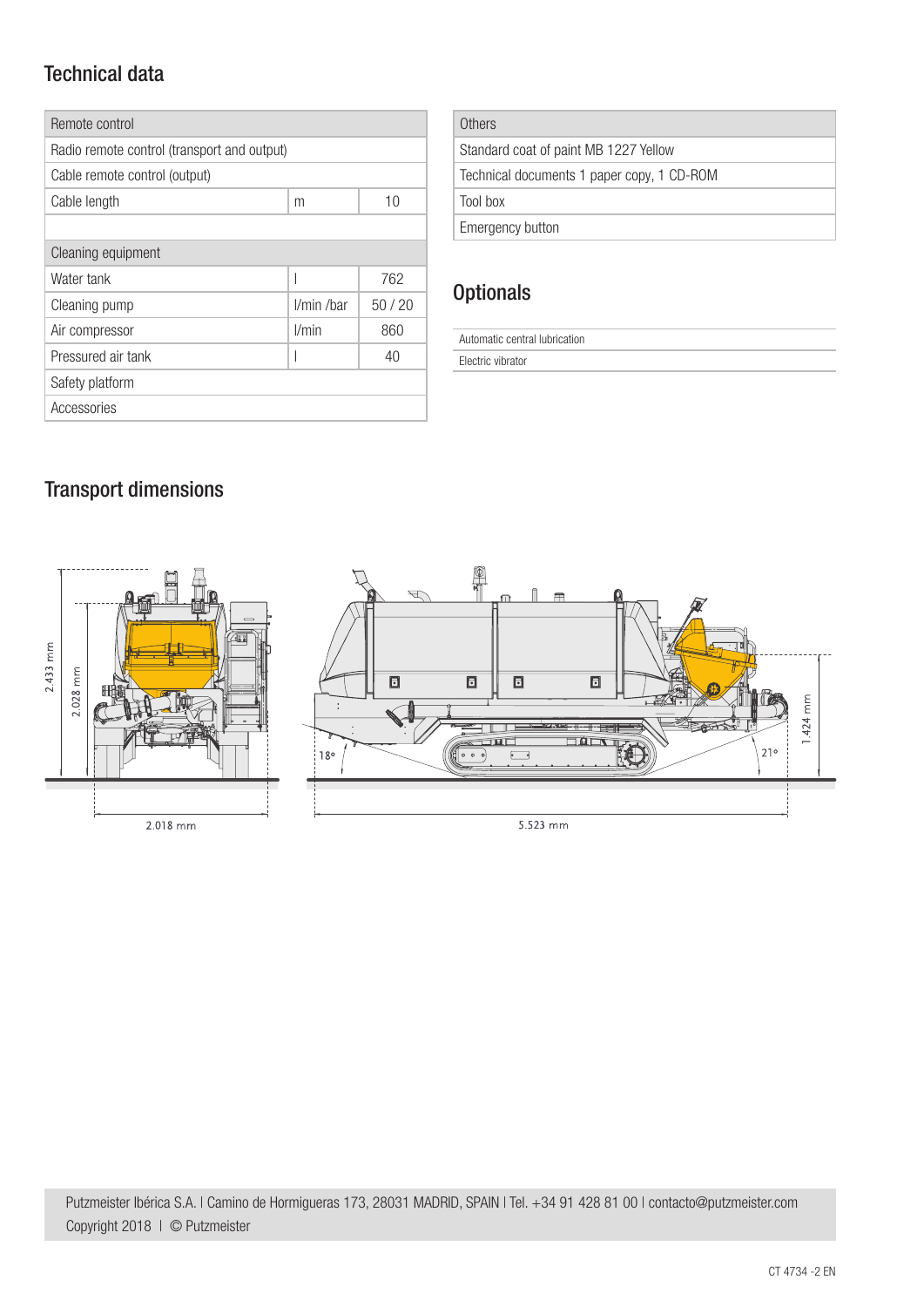## Technical data

| Remote control | | |
|---|---|---|
| Radio remote control (transport and output) | | |
| Cable remote control (output) | | |
| Cable length | m | 10 |
| | | |
| Cleaning equipment | | |
| Water tank | l | 762 |
| Cleaning pump | l/min /bar | 50 / 20 |
| Air compressor | l/min | 860 |
| Pressured air tank | l | 40 |
| Safety platform | | |
| Accessories | | |

| Others |
|---|
| Standard coat of paint MB 1227 Yellow |
| Technical documents 1 paper copy, 1 CD-ROM |
| Tool box |
| Emergency button |

## Optionals

- Automatic central lubrication
- Electric vibrator

## Transport dimensions

2.433 mm
2.028 mm
2.018 mm
18°
21°
1.424 mm
5.523 mm

Putzmeister Ibérica S.A. | Camino de Hormigueras 173, 28031 MADRID, SPAIN | Tel. +34 91 428 81 00 | contacto@putzmeister.com
Copyright 2018 | © Putzmeister

CT 4734 -2 EN